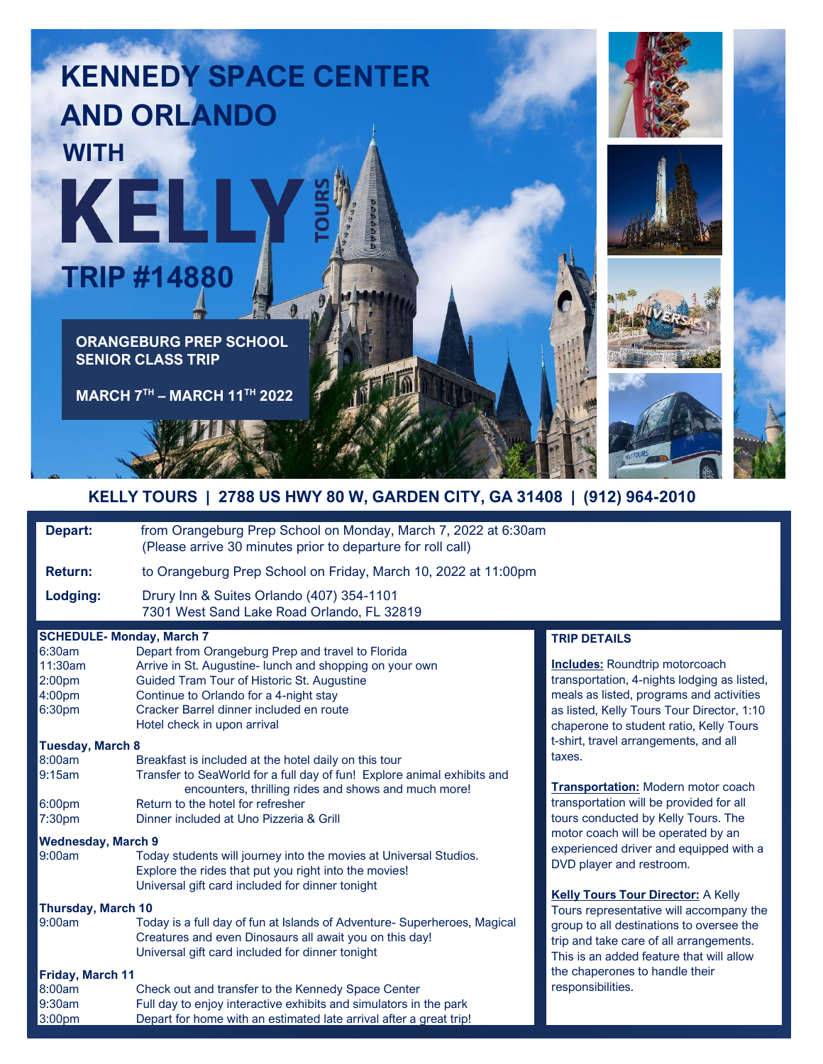# KENNEDY SPACE CENTER AND ORLANDO WITH KELLY TOURS

## TRIP #14880

**ORANGEBURG PREP SCHOOL SENIOR CLASS TRIP**

**MARCH 7TH – MARCH 11TH 2022**

**KELLY TOURS | 2788 US HWY 80 W, GARDEN CITY, GA 31408 | (912) 964-2010**

**Depart:** from Orangeburg Prep School on Monday, March 7, 2022 at 6:30am (Please arrive 30 minutes prior to departure for roll call)

**Return:** to Orangeburg Prep School on Friday, March 10, 2022 at 11:00pm

**Lodging:** Drury Inn & Suites Orlando (407) 354-1101
7301 West Sand Lake Road Orlando, FL 32819

### SCHEDULE- Monday, March 7

| | |
|---|---|
| 6:30am | Depart from Orangeburg Prep and travel to Florida |
| 11:30am | Arrive in St. Augustine- lunch and shopping on your own |
| 2:00pm | Guided Tram Tour of Historic St. Augustine |
| 4:00pm | Continue to Orlando for a 4-night stay |
| 6:30pm | Cracker Barrel dinner included en route<br>Hotel check in upon arrival |

### Tuesday, March 8

| | |
|---|---|
| 8:00am | Breakfast is included at the hotel daily on this tour |
| 9:15am | Transfer to SeaWorld for a full day of fun! Explore animal exhibits and encounters, thrilling rides and shows and much more! |
| 6:00pm | Return to the hotel for refresher |
| 7:30pm | Dinner included at Uno Pizzeria & Grill |

### Wednesday, March 9

| | |
|---|---|
| 9:00am | Today students will journey into the movies at Universal Studios. Explore the rides that put you right into the movies!<br>Universal gift card included for dinner tonight |

### Thursday, March 10

| | |
|---|---|
| 9:00am | Today is a full day of fun at Islands of Adventure- Superheroes, Magical Creatures and even Dinosaurs all await you on this day!<br>Universal gift card included for dinner tonight |

### Friday, March 11

| | |
|---|---|
| 8:00am | Check out and transfer to the Kennedy Space Center |
| 9:30am | Full day to enjoy interactive exhibits and simulators in the park |
| 3:00pm | Depart for home with an estimated late arrival after a great trip! |

### TRIP DETAILS

**Includes:** Roundtrip motorcoach transportation, 4-nights lodging as listed, meals as listed, programs and activities as listed, Kelly Tours Tour Director, 1:10 chaperone to student ratio, Kelly Tours t-shirt, travel arrangements, and all taxes.

**Transportation:** Modern motor coach transportation will be provided for all tours conducted by Kelly Tours. The motor coach will be operated by an experienced driver and equipped with a DVD player and restroom.

**Kelly Tours Tour Director:** A Kelly Tours representative will accompany the group to all destinations to oversee the trip and take care of all arrangements. This is an added feature that will allow the chaperones to handle their responsibilities.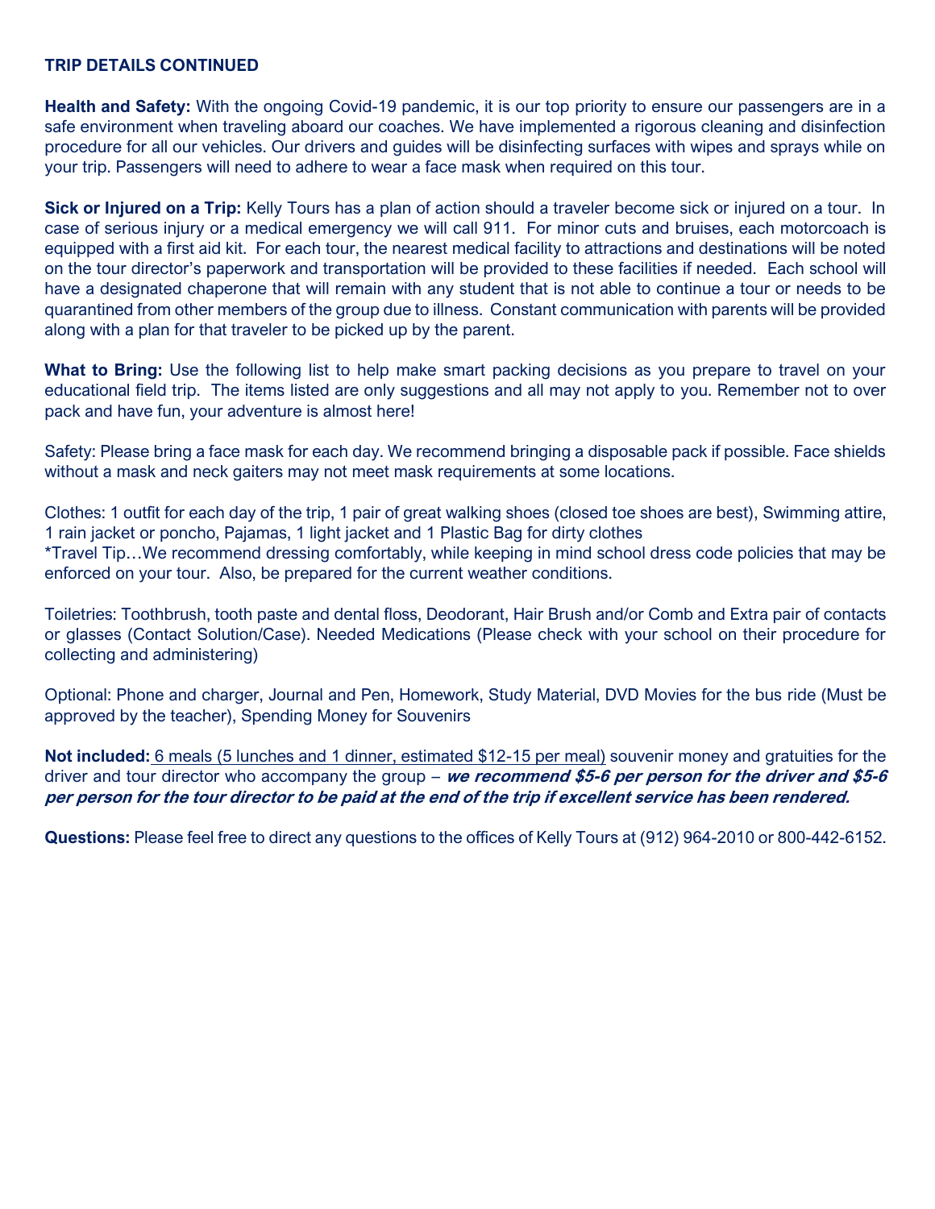## TRIP DETAILS CONTINUED

**Health and Safety:** With the ongoing Covid-19 pandemic, it is our top priority to ensure our passengers are in a safe environment when traveling aboard our coaches. We have implemented a rigorous cleaning and disinfection procedure for all our vehicles. Our drivers and guides will be disinfecting surfaces with wipes and sprays while on your trip. Passengers will need to adhere to wear a face mask when required on this tour.

**Sick or Injured on a Trip:** Kelly Tours has a plan of action should a traveler become sick or injured on a tour. In case of serious injury or a medical emergency we will call 911. For minor cuts and bruises, each motorcoach is equipped with a first aid kit. For each tour, the nearest medical facility to attractions and destinations will be noted on the tour director's paperwork and transportation will be provided to these facilities if needed. Each school will have a designated chaperone that will remain with any student that is not able to continue a tour or needs to be quarantined from other members of the group due to illness. Constant communication with parents will be provided along with a plan for that traveler to be picked up by the parent.

**What to Bring:** Use the following list to help make smart packing decisions as you prepare to travel on your educational field trip. The items listed are only suggestions and all may not apply to you. Remember not to over pack and have fun, your adventure is almost here!

Safety: Please bring a face mask for each day. We recommend bringing a disposable pack if possible. Face shields without a mask and neck gaiters may not meet mask requirements at some locations.

Clothes: 1 outfit for each day of the trip, 1 pair of great walking shoes (closed toe shoes are best), Swimming attire, 1 rain jacket or poncho, Pajamas, 1 light jacket and 1 Plastic Bag for dirty clothes
*Travel Tip…We recommend dressing comfortably, while keeping in mind school dress code policies that may be enforced on your tour. Also, be prepared for the current weather conditions.

Toiletries: Toothbrush, tooth paste and dental floss, Deodorant, Hair Brush and/or Comb and Extra pair of contacts or glasses (Contact Solution/Case). Needed Medications (Please check with your school on their procedure for collecting and administering)

Optional: Phone and charger, Journal and Pen, Homework, Study Material, DVD Movies for the bus ride (Must be approved by the teacher), Spending Money for Souvenirs

**Not included:** 6 meals (5 lunches and 1 dinner, estimated $12-15 per meal) souvenir money and gratuities for the driver and tour director who accompany the group – ***we recommend $5-6 per person for the driver and $5-6 per person for the tour director to be paid at the end of the trip if excellent service has been rendered.***

**Questions:** Please feel free to direct any questions to the offices of Kelly Tours at (912) 964-2010 or 800-442-6152.